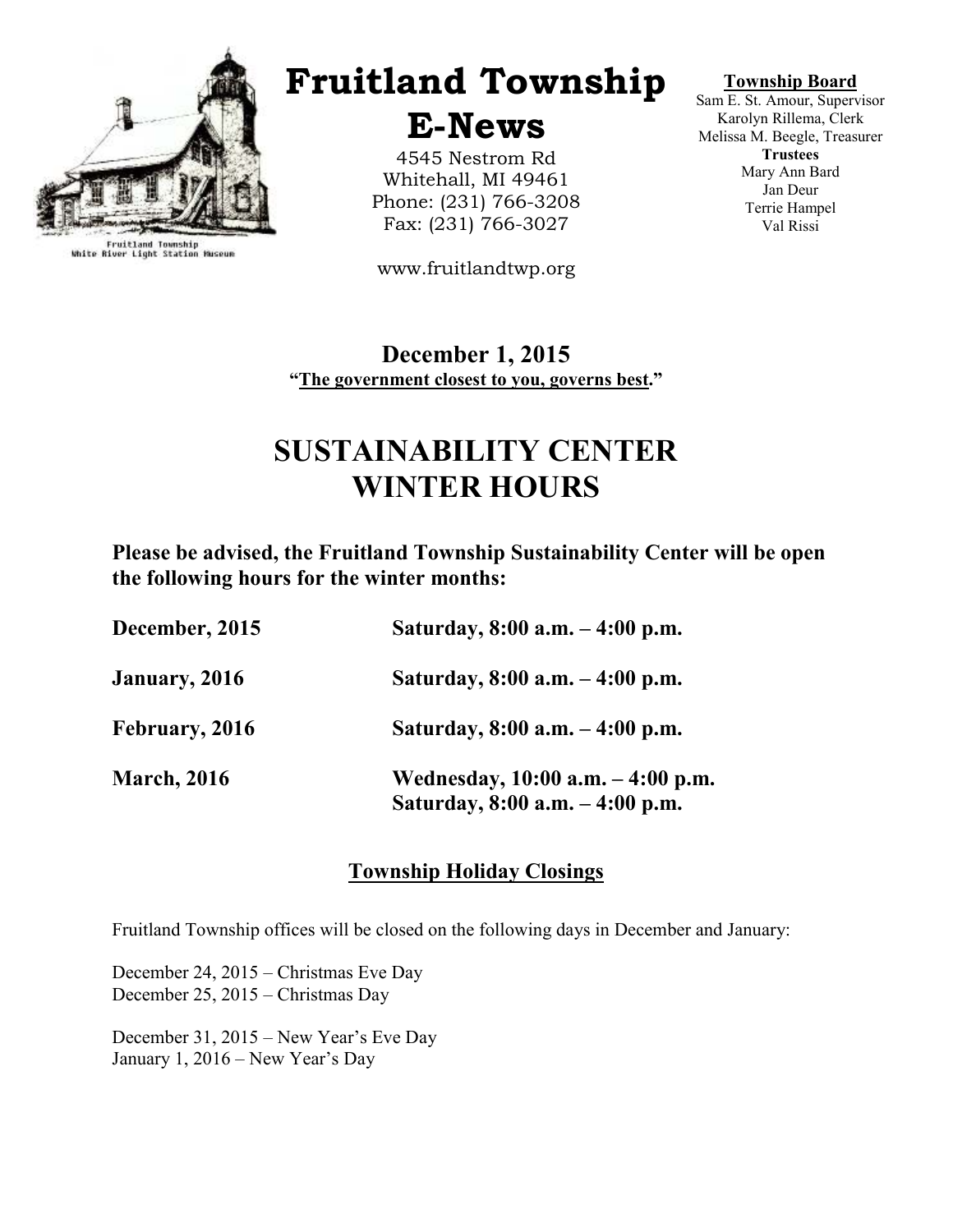Fruitland Township
White River Light Station Museum

# Fruitland Township E-News

4545 Nestrom Rd
Whitehall, MI 49461
Phone: (231) 766-3208
Fax: (231) 766-3027

www.fruitlandtwp.org

**Township Board**
Sam E. St. Amour, Supervisor
Karolyn Rillema, Clerk
Melissa M. Beegle, Treasurer
**Trustees**
Mary Ann Bard
Jan Deur
Terrie Hampel
Val Rissi

**December 1, 2015**
**"The government closest to you, governs best."**

# SUSTAINABILITY CENTER WINTER HOURS

**Please be advised, the Fruitland Township Sustainability Center will be open the following hours for the winter months:**

| | |
|---|---|
| **December, 2015** | **Saturday, 8:00 a.m. – 4:00 p.m.** |
| **January, 2016** | **Saturday, 8:00 a.m. – 4:00 p.m.** |
| **February, 2016** | **Saturday, 8:00 a.m. – 4:00 p.m.** |
| **March, 2016** | **Wednesday, 10:00 a.m. – 4:00 p.m.**<br>**Saturday, 8:00 a.m. – 4:00 p.m.** |

## Township Holiday Closings

Fruitland Township offices will be closed on the following days in December and January:

December 24, 2015 – Christmas Eve Day
December 25, 2015 – Christmas Day

December 31, 2015 – New Year's Eve Day
January 1, 2016 – New Year's Day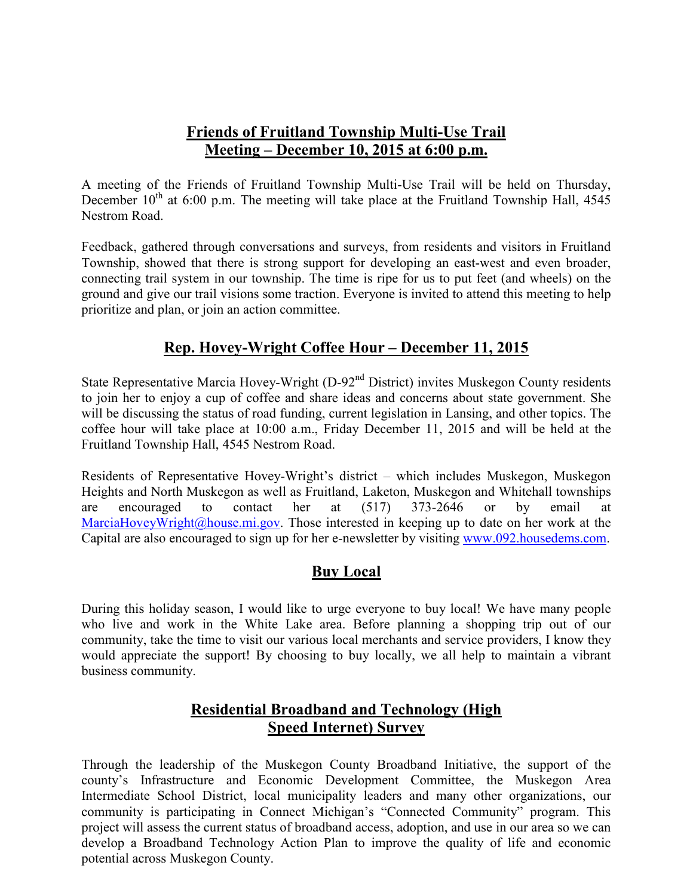## Friends of Fruitland Township Multi-Use Trail Meeting – December 10, 2015 at 6:00 p.m.

A meeting of the Friends of Fruitland Township Multi-Use Trail will be held on Thursday, December 10th at 6:00 p.m. The meeting will take place at the Fruitland Township Hall, 4545 Nestrom Road.

Feedback, gathered through conversations and surveys, from residents and visitors in Fruitland Township, showed that there is strong support for developing an east-west and even broader, connecting trail system in our township. The time is ripe for us to put feet (and wheels) on the ground and give our trail visions some traction. Everyone is invited to attend this meeting to help prioritize and plan, or join an action committee.

## Rep. Hovey-Wright Coffee Hour – December 11, 2015

State Representative Marcia Hovey-Wright (D-92nd District) invites Muskegon County residents to join her to enjoy a cup of coffee and share ideas and concerns about state government. She will be discussing the status of road funding, current legislation in Lansing, and other topics. The coffee hour will take place at 10:00 a.m., Friday December 11, 2015 and will be held at the Fruitland Township Hall, 4545 Nestrom Road.

Residents of Representative Hovey-Wright's district – which includes Muskegon, Muskegon Heights and North Muskegon as well as Fruitland, Laketon, Muskegon and Whitehall townships are encouraged to contact her at (517) 373-2646 or by email at MarciaHoveyWright@house.mi.gov. Those interested in keeping up to date on her work at the Capital are also encouraged to sign up for her e-newsletter by visiting www.092.housedems.com.

## Buy Local

During this holiday season, I would like to urge everyone to buy local! We have many people who live and work in the White Lake area. Before planning a shopping trip out of our community, take the time to visit our various local merchants and service providers, I know they would appreciate the support! By choosing to buy locally, we all help to maintain a vibrant business community.

## Residential Broadband and Technology (High Speed Internet) Survey

Through the leadership of the Muskegon County Broadband Initiative, the support of the county's Infrastructure and Economic Development Committee, the Muskegon Area Intermediate School District, local municipality leaders and many other organizations, our community is participating in Connect Michigan's "Connected Community" program. This project will assess the current status of broadband access, adoption, and use in our area so we can develop a Broadband Technology Action Plan to improve the quality of life and economic potential across Muskegon County.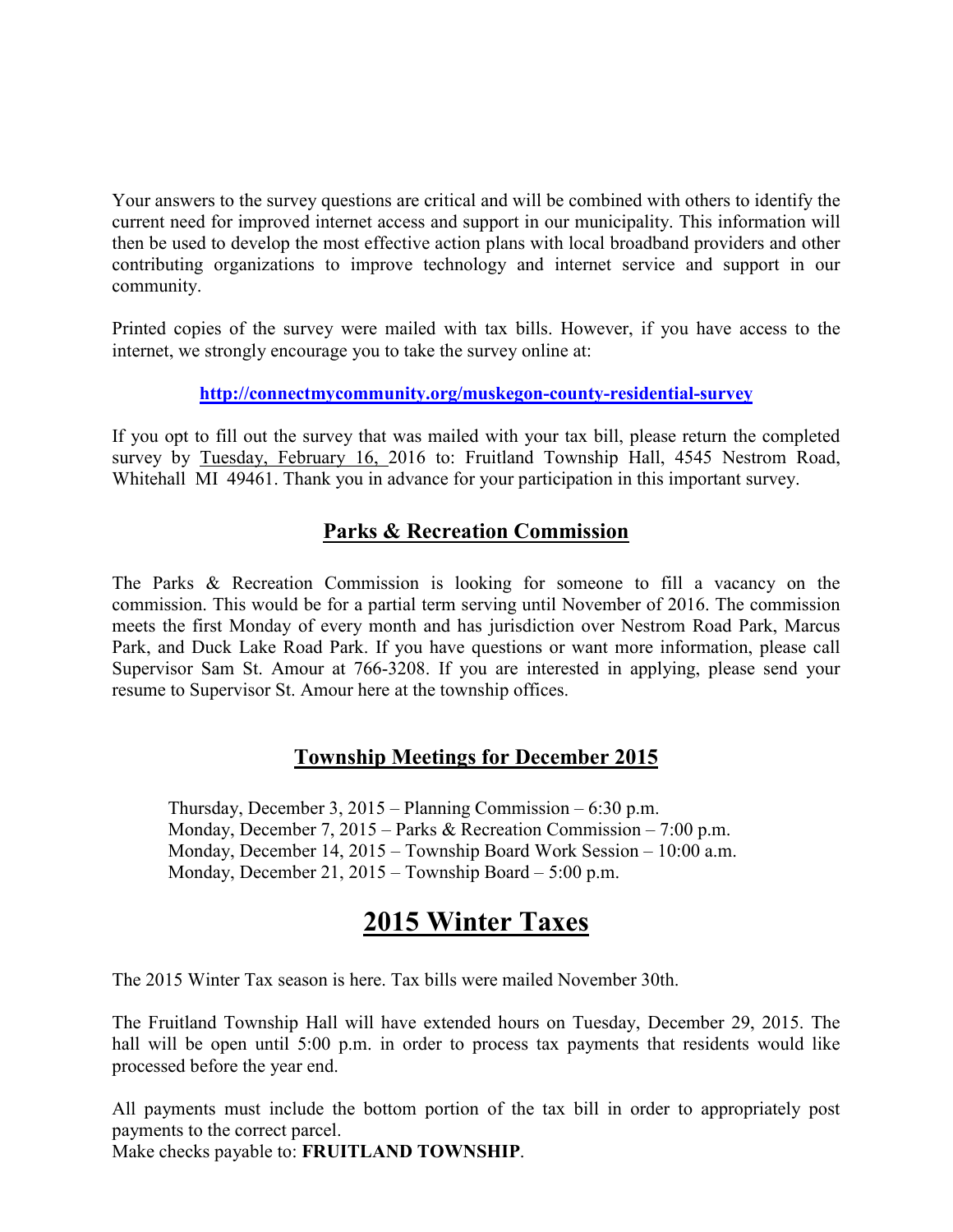Your answers to the survey questions are critical and will be combined with others to identify the current need for improved internet access and support in our municipality. This information will then be used to develop the most effective action plans with local broadband providers and other contributing organizations to improve technology and internet service and support in our community.

Printed copies of the survey were mailed with tax bills. However, if you have access to the internet, we strongly encourage you to take the survey online at:

**http://connectmycommunity.org/muskegon-county-residential-survey**

If you opt to fill out the survey that was mailed with your tax bill, please return the completed survey by Tuesday, February 16, 2016 to: Fruitland Township Hall, 4545 Nestrom Road, Whitehall MI 49461. Thank you in advance for your participation in this important survey.

## Parks & Recreation Commission

The Parks & Recreation Commission is looking for someone to fill a vacancy on the commission. This would be for a partial term serving until November of 2016. The commission meets the first Monday of every month and has jurisdiction over Nestrom Road Park, Marcus Park, and Duck Lake Road Park. If you have questions or want more information, please call Supervisor Sam St. Amour at 766-3208. If you are interested in applying, please send your resume to Supervisor St. Amour here at the township offices.

## Township Meetings for December 2015

Thursday, December 3, 2015 – Planning Commission – 6:30 p.m.
Monday, December 7, 2015 – Parks & Recreation Commission – 7:00 p.m.
Monday, December 14, 2015 – Township Board Work Session – 10:00 a.m.
Monday, December 21, 2015 – Township Board – 5:00 p.m.

# 2015 Winter Taxes

The 2015 Winter Tax season is here. Tax bills were mailed November 30th.

The Fruitland Township Hall will have extended hours on Tuesday, December 29, 2015. The hall will be open until 5:00 p.m. in order to process tax payments that residents would like processed before the year end.

All payments must include the bottom portion of the tax bill in order to appropriately post payments to the correct parcel.
Make checks payable to: **FRUITLAND TOWNSHIP**.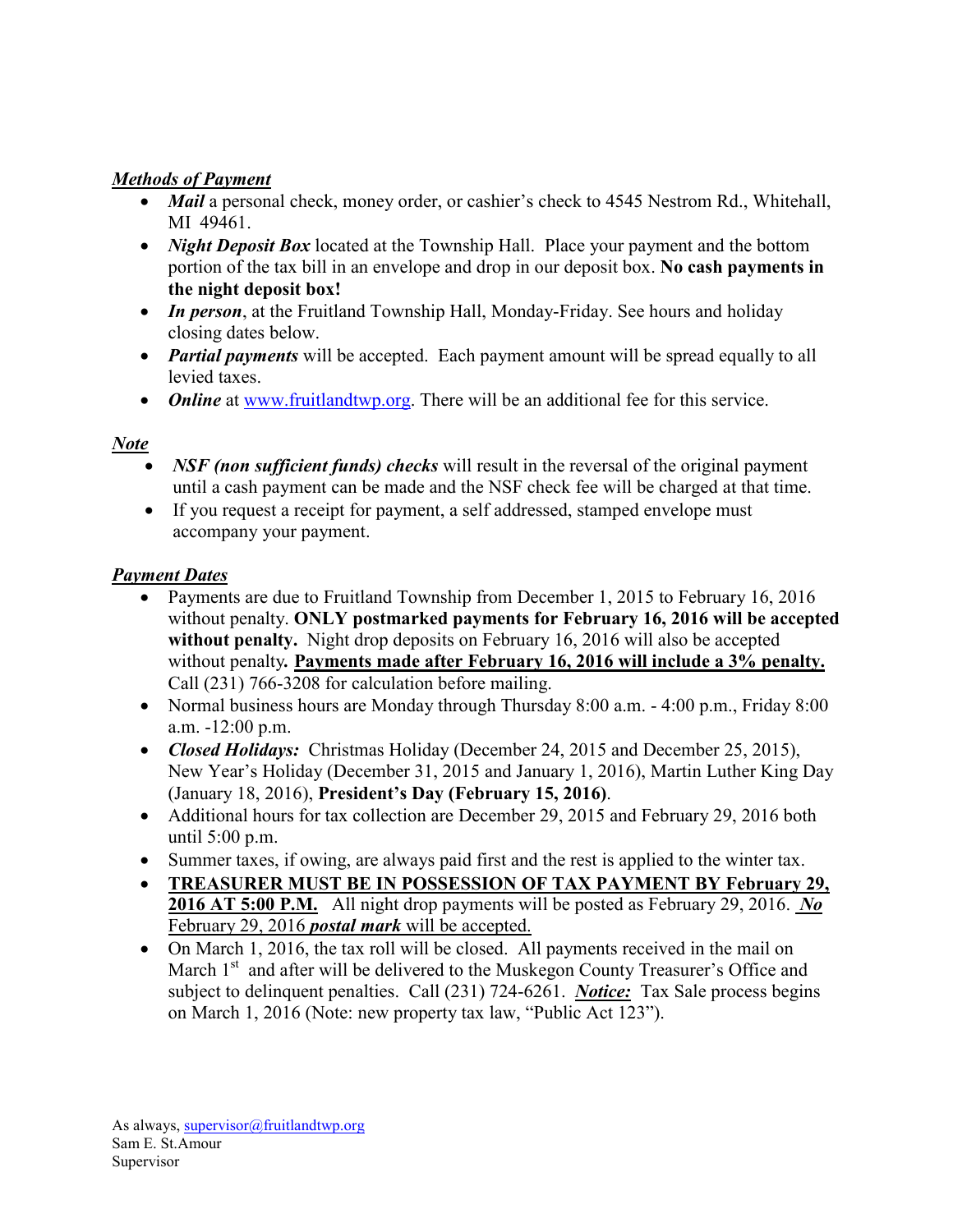***Methods of Payment***

- ***Mail*** a personal check, money order, or cashier's check to 4545 Nestrom Rd., Whitehall, MI 49461.
- ***Night Deposit Box*** located at the Township Hall. Place your payment and the bottom portion of the tax bill in an envelope and drop in our deposit box. **No cash payments in the night deposit box!**
- ***In person***, at the Fruitland Township Hall, Monday-Friday. See hours and holiday closing dates below.
- ***Partial payments*** will be accepted. Each payment amount will be spread equally to all levied taxes.
- ***Online*** at www.fruitlandtwp.org. There will be an additional fee for this service.

***Note***

- ***NSF (non sufficient funds) checks*** will result in the reversal of the original payment until a cash payment can be made and the NSF check fee will be charged at that time.
- If you request a receipt for payment, a self addressed, stamped envelope must accompany your payment.

***Payment Dates***

- Payments are due to Fruitland Township from December 1, 2015 to February 16, 2016 without penalty. **ONLY postmarked payments for February 16, 2016 will be accepted without penalty.** Night drop deposits on February 16, 2016 will also be accepted without penalty**. Payments made after February 16, 2016 will include a 3% penalty.** Call (231) 766-3208 for calculation before mailing.
- Normal business hours are Monday through Thursday 8:00 a.m. - 4:00 p.m., Friday 8:00 a.m. -12:00 p.m.
- ***Closed Holidays:*** Christmas Holiday (December 24, 2015 and December 25, 2015), New Year's Holiday (December 31, 2015 and January 1, 2016), Martin Luther King Day (January 18, 2016), **President's Day (February 15, 2016)**.
- Additional hours for tax collection are December 29, 2015 and February 29, 2016 both until 5:00 p.m.
- Summer taxes, if owing, are always paid first and the rest is applied to the winter tax.
- **TREASURER MUST BE IN POSSESSION OF TAX PAYMENT BY February 29, 2016 AT 5:00 P.M.** All night drop payments will be posted as February 29, 2016. ***No*** February 29, 2016 ***postal mark*** will be accepted.
- On March 1, 2016, the tax roll will be closed. All payments received in the mail on March 1st and after will be delivered to the Muskegon County Treasurer's Office and subject to delinquent penalties. Call (231) 724-6261. ***Notice:*** Tax Sale process begins on March 1, 2016 (Note: new property tax law, "Public Act 123").

As always, supervisor@fruitlandtwp.org
Sam E. St.Amour
Supervisor